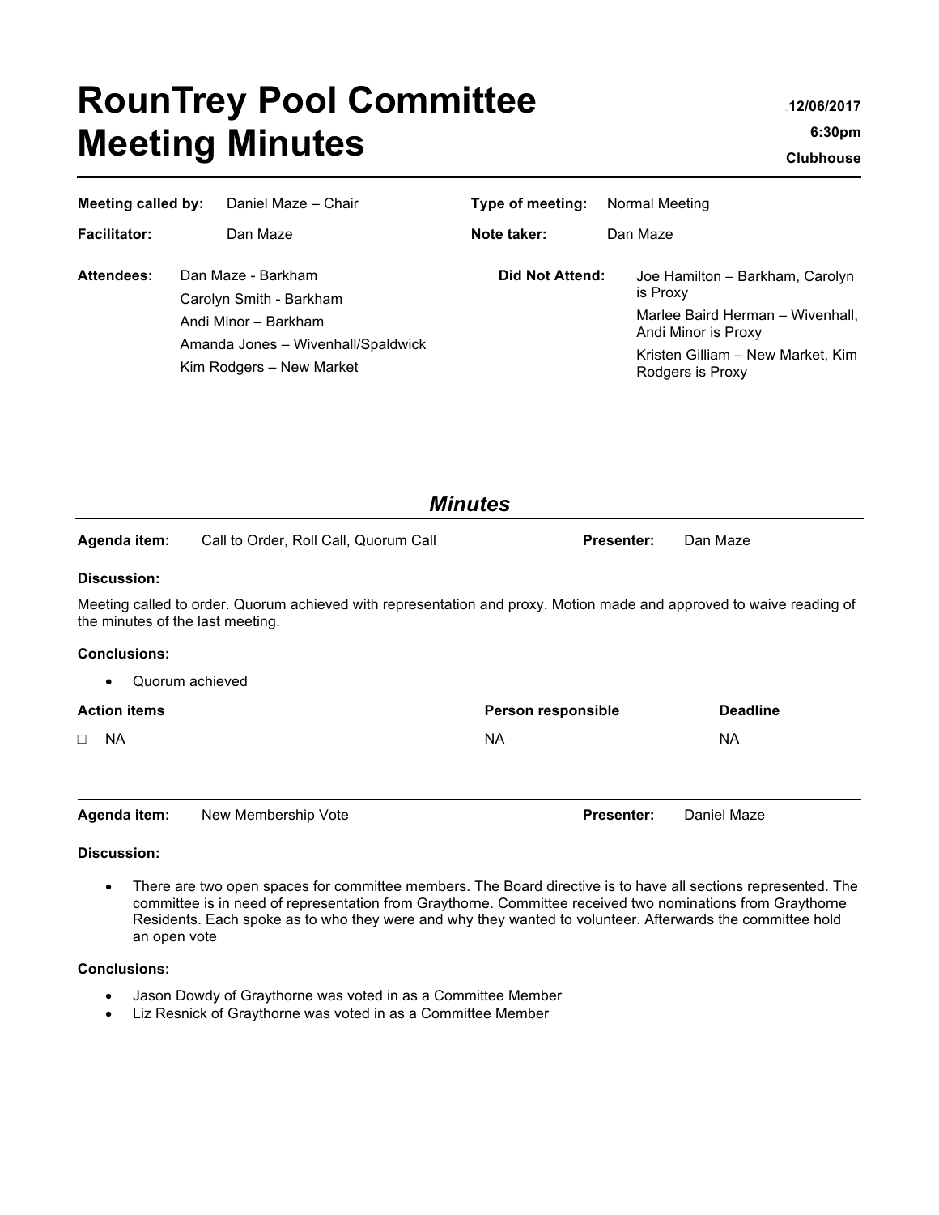# RounTrey Pool Committee Meeting Minutes

**12/06/2017**

**6:30pm**

**Clubhouse**

| | | | |
|---|---|---|---|
| **Meeting called by:** | Daniel Maze – Chair | **Type of meeting:** | Normal Meeting |
| **Facilitator:** | Dan Maze | **Note taker:** | Dan Maze |

**Attendees:**

- Dan Maze - Barkham
- Carolyn Smith - Barkham
- Andi Minor – Barkham
- Amanda Jones – Wivenhall/Spaldwick
- Kim Rodgers – New Market

**Did Not Attend:**

- Joe Hamilton – Barkham, Carolyn is Proxy
- Marlee Baird Herman – Wivenhall, Andi Minor is Proxy
- Kristen Gilliam – New Market, Kim Rodgers is Proxy

## *Minutes*

**Agenda item:** Call to Order, Roll Call, Quorum Call **Presenter:** Dan Maze

### Discussion:

Meeting called to order. Quorum achieved with representation and proxy. Motion made and approved to waive reading of the minutes of the last meeting.

### Conclusions:

- Quorum achieved

| Action items | Person responsible | Deadline |
|---|---|---|
| ☐ NA | NA | NA |

**Agenda item:** New Membership Vote **Presenter:** Daniel Maze

### Discussion:

- There are two open spaces for committee members. The Board directive is to have all sections represented. The committee is in need of representation from Graythorne. Committee received two nominations from Graythorne Residents. Each spoke as to who they were and why they wanted to volunteer. Afterwards the committee hold an open vote

### Conclusions:

- Jason Dowdy of Graythorne was voted in as a Committee Member
- Liz Resnick of Graythorne was voted in as a Committee Member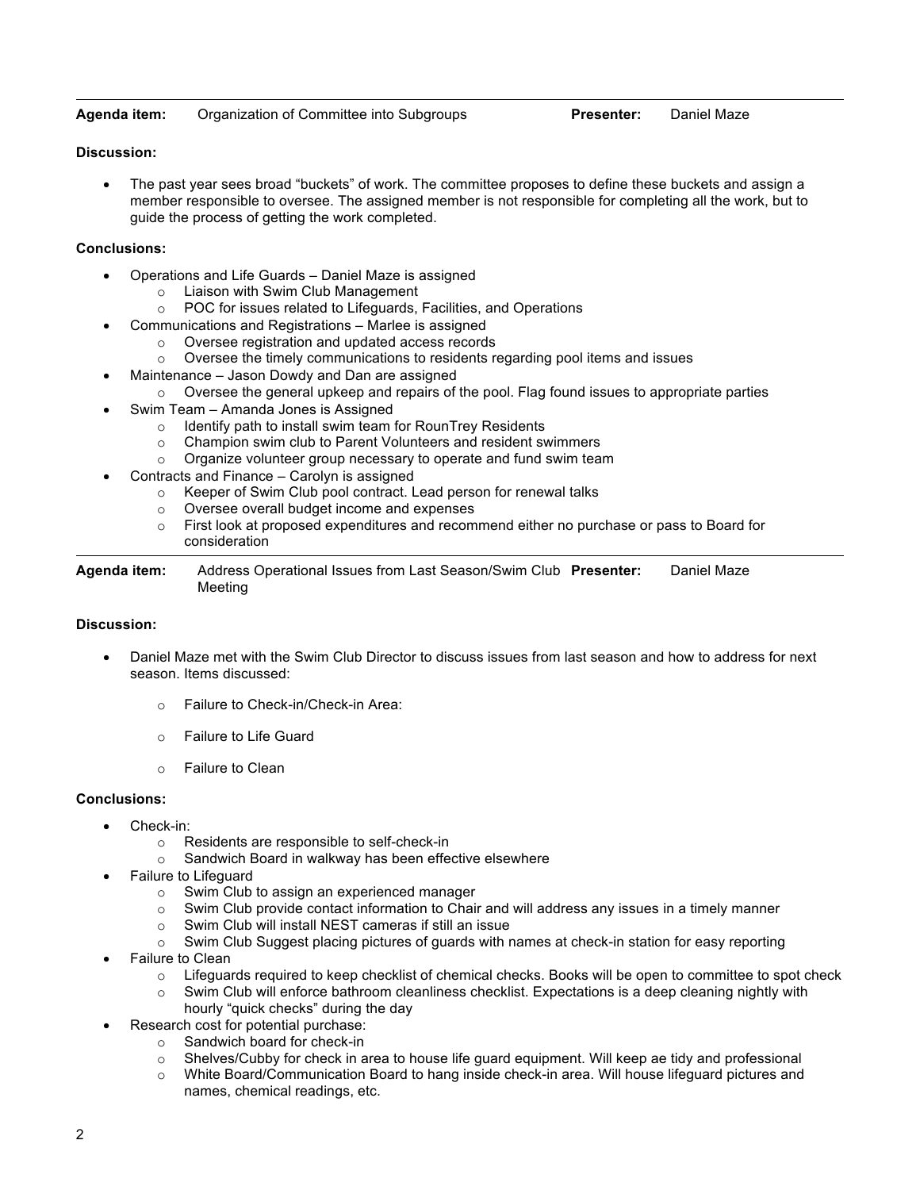**Agenda item:** Organization of Committee into Subgroups **Presenter:** Daniel Maze

**Discussion:**

- The past year sees broad "buckets" of work. The committee proposes to define these buckets and assign a member responsible to oversee. The assigned member is not responsible for completing all the work, but to guide the process of getting the work completed.

**Conclusions:**

- Operations and Life Guards – Daniel Maze is assigned
  - Liaison with Swim Club Management
  - POC for issues related to Lifeguards, Facilities, and Operations
- Communications and Registrations – Marlee is assigned
  - Oversee registration and updated access records
  - Oversee the timely communications to residents regarding pool items and issues
- Maintenance – Jason Dowdy and Dan are assigned
  - Oversee the general upkeep and repairs of the pool. Flag found issues to appropriate parties
- Swim Team – Amanda Jones is Assigned
  - Identify path to install swim team for RounTrey Residents
  - Champion swim club to Parent Volunteers and resident swimmers
  - Organize volunteer group necessary to operate and fund swim team
- Contracts and Finance – Carolyn is assigned
  - Keeper of Swim Club pool contract. Lead person for renewal talks
  - Oversee overall budget income and expenses
  - First look at proposed expenditures and recommend either no purchase or pass to Board for consideration

---

**Agenda item:** Address Operational Issues from Last Season/Swim Club Meeting **Presenter:** Daniel Maze

**Discussion:**

- Daniel Maze met with the Swim Club Director to discuss issues from last season and how to address for next season. Items discussed:
  - Failure to Check-in/Check-in Area:
  - Failure to Life Guard
  - Failure to Clean

**Conclusions:**

- Check-in:
  - Residents are responsible to self-check-in
  - Sandwich Board in walkway has been effective elsewhere
- Failure to Lifeguard
  - Swim Club to assign an experienced manager
  - Swim Club provide contact information to Chair and will address any issues in a timely manner
  - Swim Club will install NEST cameras if still an issue
  - Swim Club Suggest placing pictures of guards with names at check-in station for easy reporting
- Failure to Clean
  - Lifeguards required to keep checklist of chemical checks. Books will be open to committee to spot check
  - Swim Club will enforce bathroom cleanliness checklist. Expectations is a deep cleaning nightly with hourly "quick checks" during the day
- Research cost for potential purchase:
  - Sandwich board for check-in
  - Shelves/Cubby for check in area to house life guard equipment. Will keep ae tidy and professional
  - White Board/Communication Board to hang inside check-in area. Will house lifeguard pictures and names, chemical readings, etc.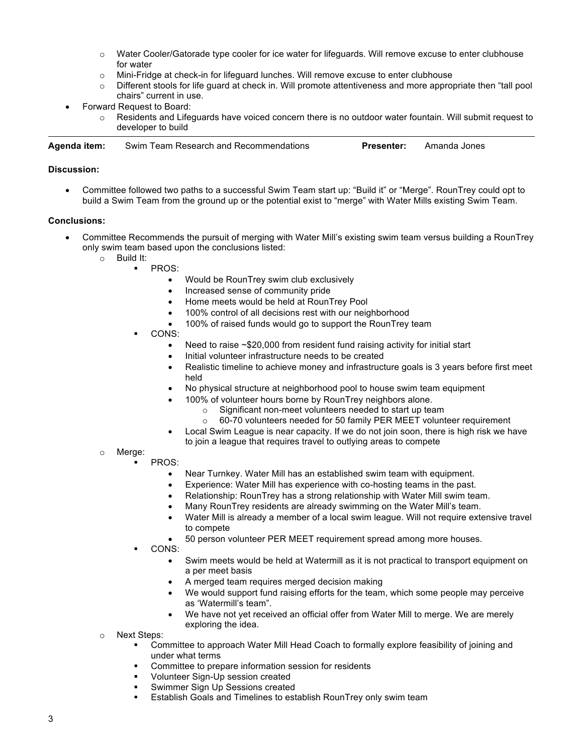- Water Cooler/Gatorade type cooler for ice water for lifeguards. Will remove excuse to enter clubhouse for water
  - Mini-Fridge at check-in for lifeguard lunches. Will remove excuse to enter clubhouse
  - Different stools for life guard at check in. Will promote attentiveness and more appropriate then "tall pool chairs" current in use.
- Forward Request to Board:
  - Residents and Lifeguards have voiced concern there is no outdoor water fountain. Will submit request to developer to build

---

**Agenda item:** Swim Team Research and Recommendations **Presenter:** Amanda Jones

**Discussion:**

- Committee followed two paths to a successful Swim Team start up: "Build it" or "Merge". RounTrey could opt to build a Swim Team from the ground up or the potential exist to "merge" with Water Mills existing Swim Team.

**Conclusions:**

- Committee Recommends the pursuit of merging with Water Mill's existing swim team versus building a RounTrey only swim team based upon the conclusions listed:
  - Build It:
    - PROS:
      - Would be RounTrey swim club exclusively
      - Increased sense of community pride
      - Home meets would be held at RounTrey Pool
      - 100% control of all decisions rest with our neighborhood
      - 100% of raised funds would go to support the RounTrey team
    - CONS:
      - Need to raise ~$20,000 from resident fund raising activity for initial start
      - Initial volunteer infrastructure needs to be created
      - Realistic timeline to achieve money and infrastructure goals is 3 years before first meet held
      - No physical structure at neighborhood pool to house swim team equipment
      - 100% of volunteer hours borne by RounTrey neighbors alone.
        - Significant non-meet volunteers needed to start up team
        - 60-70 volunteers needed for 50 family PER MEET volunteer requirement
      - Local Swim League is near capacity. If we do not join soon, there is high risk we have to join a league that requires travel to outlying areas to compete
  - Merge:
    - PROS:
      - Near Turnkey. Water Mill has an established swim team with equipment.
      - Experience: Water Mill has experience with co-hosting teams in the past.
      - Relationship: RounTrey has a strong relationship with Water Mill swim team.
      - Many RounTrey residents are already swimming on the Water Mill's team.
      - Water Mill is already a member of a local swim league. Will not require extensive travel to compete
      - 50 person volunteer PER MEET requirement spread among more houses.
    - CONS:
      - Swim meets would be held at Watermill as it is not practical to transport equipment on a per meet basis
      - A merged team requires merged decision making
      - We would support fund raising efforts for the team, which some people may perceive as 'Watermill's team".
      - We have not yet received an official offer from Water Mill to merge. We are merely exploring the idea.
  - Next Steps:
    - Committee to approach Water Mill Head Coach to formally explore feasibility of joining and under what terms
    - Committee to prepare information session for residents
    - Volunteer Sign-Up session created
    - Swimmer Sign Up Sessions created
    - Establish Goals and Timelines to establish RounTrey only swim team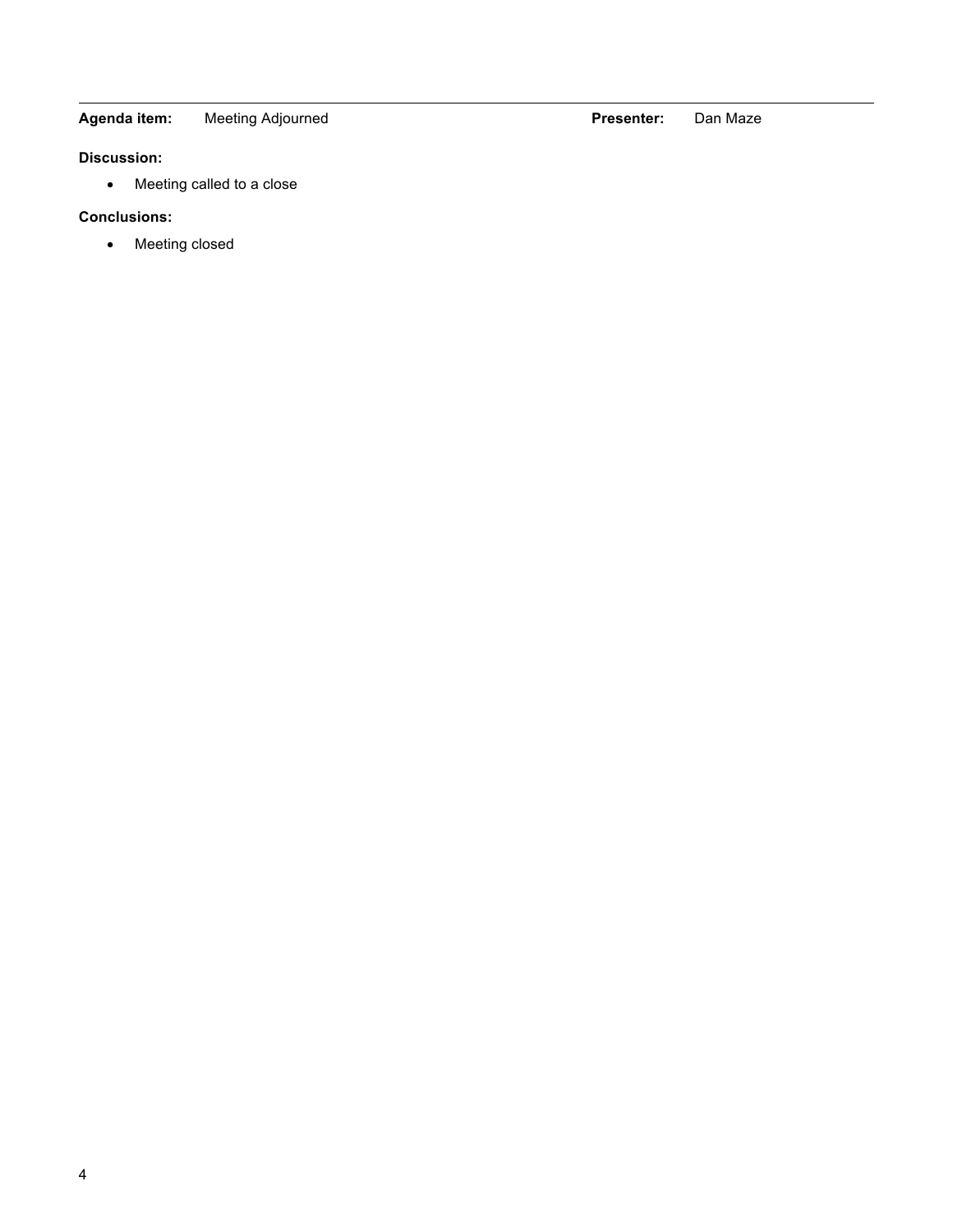---

**Agenda item:** Meeting Adjourned **Presenter:** Dan Maze

**Discussion:**

- Meeting called to a close

**Conclusions:**

- Meeting closed